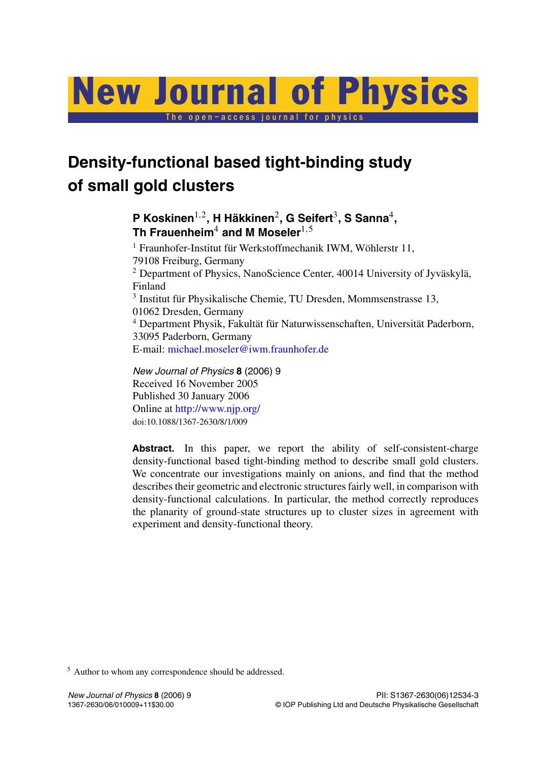# Density-functional based tight-binding study of small gold clusters

**P Koskinen[1,2], H Häkkinen[2], G Seifert[3], S Sanna[4], Th Frauenheim[4] and M Moseler[1,5]**

[1] Fraunhofer-Institut für Werkstoffmechanik IWM, Wöhlerstr 11, 79108 Freiburg, Germany

[2] Department of Physics, NanoScience Center, 40014 University of Jyväskylä, Finland

[3] Institut für Physikalische Chemie, TU Dresden, Mommsenstrasse 13, 01062 Dresden, Germany

[4] Department Physik, Fakultät für Naturwissenschaften, Universität Paderborn, 33095 Paderborn, Germany

E-mail: michael.moseler@iwm.fraunhofer.de

*New Journal of Physics* **8** (2006) 9
Received 16 November 2005
Published 30 January 2006
Online at http://www.njp.org/
doi:10.1088/1367-2630/8/1/009

**Abstract.** In this paper, we report the ability of self-consistent-charge density-functional based tight-binding method to describe small gold clusters. We concentrate our investigations mainly on anions, and find that the method describes their geometric and electronic structures fairly well, in comparison with density-functional calculations. In particular, the method correctly reproduces the planarity of ground-state structures up to cluster sizes in agreement with experiment and density-functional theory.

[5] Author to whom any correspondence should be addressed.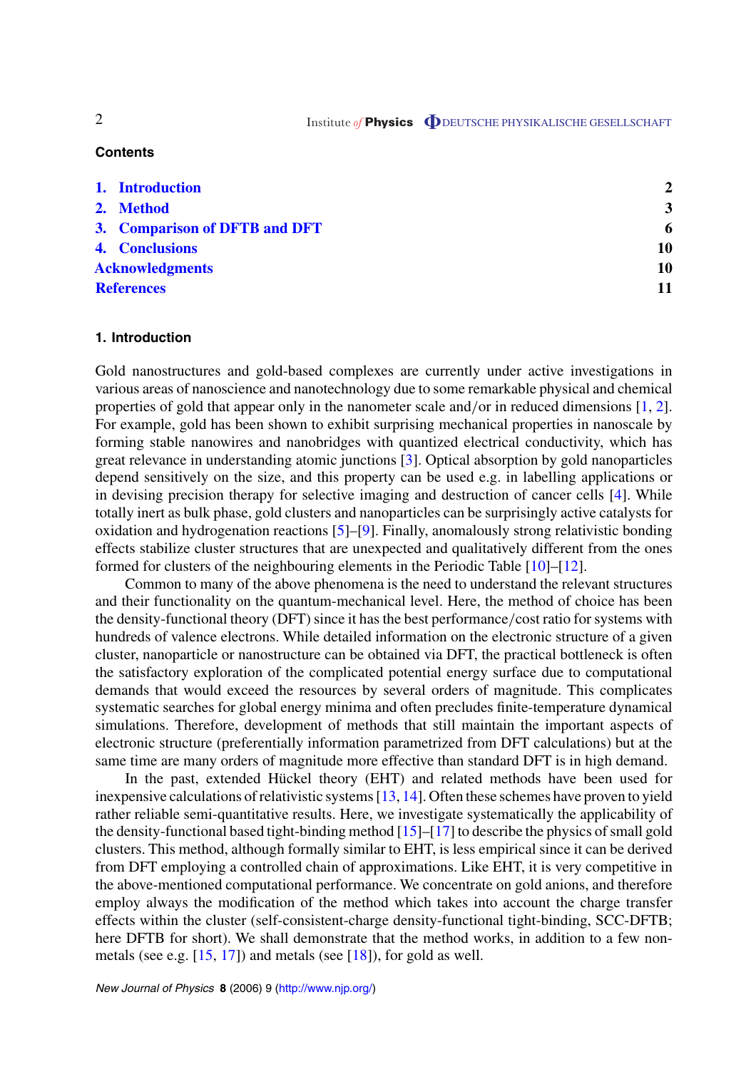## Contents

| | |
|---|---|
| **1. Introduction** | **2** |
| **2. Method** | **3** |
| **3. Comparison of DFTB and DFT** | **6** |
| **4. Conclusions** | **10** |
| **Acknowledgments** | **10** |
| **References** | **11** |

## 1. Introduction

Gold nanostructures and gold-based complexes are currently under active investigations in various areas of nanoscience and nanotechnology due to some remarkable physical and chemical properties of gold that appear only in the nanometer scale and/or in reduced dimensions [1, 2]. For example, gold has been shown to exhibit surprising mechanical properties in nanoscale by forming stable nanowires and nanobridges with quantized electrical conductivity, which has great relevance in understanding atomic junctions [3]. Optical absorption by gold nanoparticles depend sensitively on the size, and this property can be used e.g. in labelling applications or in devising precision therapy for selective imaging and destruction of cancer cells [4]. While totally inert as bulk phase, gold clusters and nanoparticles can be surprisingly active catalysts for oxidation and hydrogenation reactions [5]–[9]. Finally, anomalously strong relativistic bonding effects stabilize cluster structures that are unexpected and qualitatively different from the ones formed for clusters of the neighbouring elements in the Periodic Table [10]–[12].

Common to many of the above phenomena is the need to understand the relevant structures and their functionality on the quantum-mechanical level. Here, the method of choice has been the density-functional theory (DFT) since it has the best performance/cost ratio for systems with hundreds of valence electrons. While detailed information on the electronic structure of a given cluster, nanoparticle or nanostructure can be obtained via DFT, the practical bottleneck is often the satisfactory exploration of the complicated potential energy surface due to computational demands that would exceed the resources by several orders of magnitude. This complicates systematic searches for global energy minima and often precludes finite-temperature dynamical simulations. Therefore, development of methods that still maintain the important aspects of electronic structure (preferentially information parametrized from DFT calculations) but at the same time are many orders of magnitude more effective than standard DFT is in high demand.

In the past, extended Hückel theory (EHT) and related methods have been used for inexpensive calculations of relativistic systems [13, 14]. Often these schemes have proven to yield rather reliable semi-quantitative results. Here, we investigate systematically the applicability of the density-functional based tight-binding method [15]–[17] to describe the physics of small gold clusters. This method, although formally similar to EHT, is less empirical since it can be derived from DFT employing a controlled chain of approximations. Like EHT, it is very competitive in the above-mentioned computational performance. We concentrate on gold anions, and therefore employ always the modification of the method which takes into account the charge transfer effects within the cluster (self-consistent-charge density-functional tight-binding, SCC-DFTB; here DFTB for short). We shall demonstrate that the method works, in addition to a few non-metals (see e.g. [15, 17]) and metals (see [18]), for gold as well.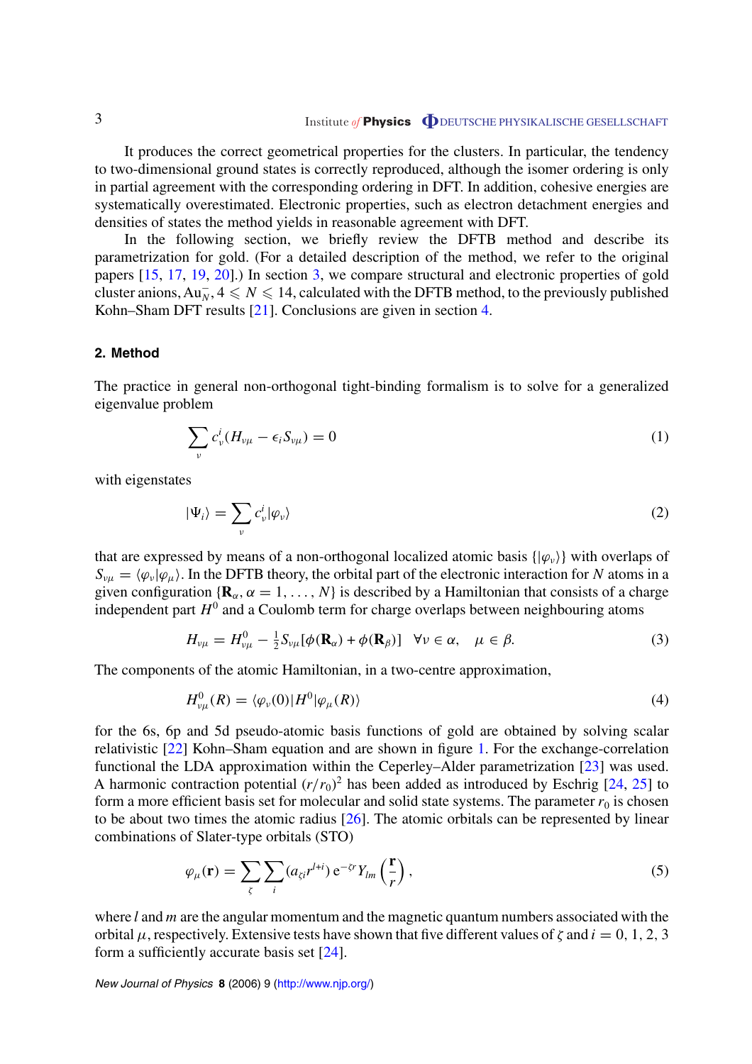It produces the correct geometrical properties for the clusters. In particular, the tendency to two-dimensional ground states is correctly reproduced, although the isomer ordering is only in partial agreement with the corresponding ordering in DFT. In addition, cohesive energies are systematically overestimated. Electronic properties, such as electron detachment energies and densities of states the method yields in reasonable agreement with DFT.

In the following section, we briefly review the DFTB method and describe its parametrization for gold. (For a detailed description of the method, we refer to the original papers [15, 17, 19, 20].) In section 3, we compare structural and electronic properties of gold cluster anions, $Au_N^-$, $4 \leqslant N \leqslant 14$, calculated with the DFTB method, to the previously published Kohn–Sham DFT results [21]. Conclusions are given in section 4.

## 2. Method

The practice in general non-orthogonal tight-binding formalism is to solve for a generalized eigenvalue problem

$$\sum_{\nu} c_{\nu}^{i}(H_{\nu\mu} - \epsilon_i S_{\nu\mu}) = 0 \tag{1}$$

with eigenstates

$$|\Psi_i\rangle = \sum_{\nu} c_{\nu}^{i} |\varphi_{\nu}\rangle \tag{2}$$

that are expressed by means of a non-orthogonal localized atomic basis $\{|\varphi_\nu\rangle\}$ with overlaps of $S_{\nu\mu} = \langle\varphi_\nu|\varphi_\mu\rangle$. In the DFTB theory, the orbital part of the electronic interaction for $N$ atoms in a given configuration $\{\mathbf{R}_\alpha, \alpha = 1, \ldots, N\}$ is described by a Hamiltonian that consists of a charge independent part $H^0$ and a Coulomb term for charge overlaps between neighbouring atoms

$$H_{\nu\mu} = H_{\nu\mu}^{0} - \tfrac{1}{2} S_{\nu\mu}[\phi(\mathbf{R}_\alpha) + \phi(\mathbf{R}_\beta)] \quad \forall \nu \in \alpha, \quad \mu \in \beta. \tag{3}$$

The components of the atomic Hamiltonian, in a two-centre approximation,

$$H_{\nu\mu}^{0}(R) = \langle\varphi_\nu(0)|H^0|\varphi_\mu(R)\rangle \tag{4}$$

for the 6s, 6p and 5d pseudo-atomic basis functions of gold are obtained by solving scalar relativistic [22] Kohn–Sham equation and are shown in figure 1. For the exchange-correlation functional the LDA approximation within the Ceperley–Alder parametrization [23] was used. A harmonic contraction potential $(r/r_0)^2$ has been added as introduced by Eschrig [24, 25] to form a more efficient basis set for molecular and solid state systems. The parameter $r_0$ is chosen to be about two times the atomic radius [26]. The atomic orbitals can be represented by linear combinations of Slater-type orbitals (STO)

$$\varphi_\mu(\mathbf{r}) = \sum_{\zeta} \sum_{i} (a_{\zeta i} r^{l+i})\, \mathrm{e}^{-\zeta r} Y_{lm}\left(\frac{\mathbf{r}}{r}\right), \tag{5}$$

where $l$ and $m$ are the angular momentum and the magnetic quantum numbers associated with the orbital $\mu$, respectively. Extensive tests have shown that five different values of $\zeta$ and $i = 0, 1, 2, 3$ form a sufficiently accurate basis set [24].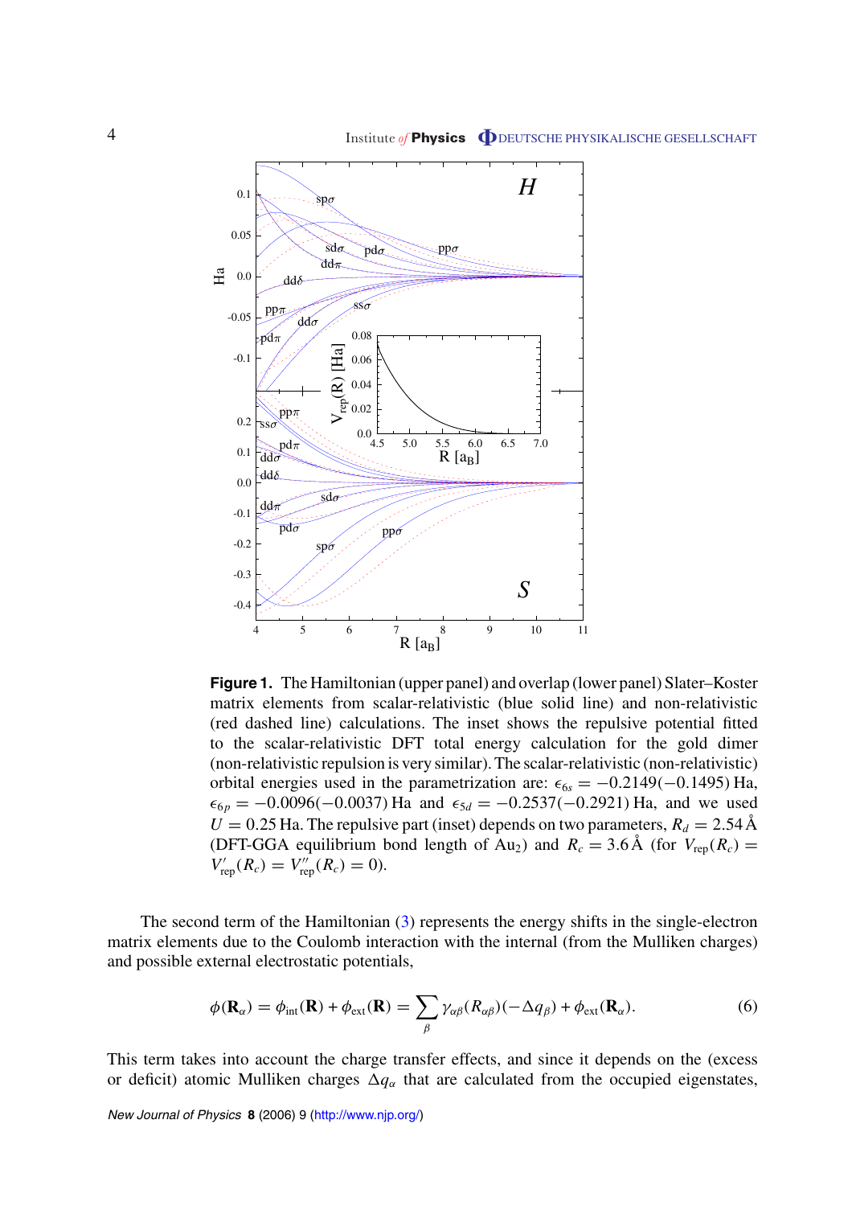**Figure 1.** The Hamiltonian (upper panel) and overlap (lower panel) Slater–Koster matrix elements from scalar-relativistic (blue solid line) and non-relativistic (red dashed line) calculations. The inset shows the repulsive potential fitted to the scalar-relativistic DFT total energy calculation for the gold dimer (non-relativistic repulsion is very similar). The scalar-relativistic (non-relativistic) orbital energies used in the parametrization are: $\epsilon_{6s} = -0.2149(-0.1495)$ Ha, $\epsilon_{6p} = -0.0096(-0.0037)$ Ha and $\epsilon_{5d} = -0.2537(-0.2921)$ Ha, and we used $U = 0.25$ Ha. The repulsive part (inset) depends on two parameters, $R_d = 2.54$ Å (DFT-GGA equilibrium bond length of $Au_2$) and $R_c = 3.6$ Å (for $V_{\text{rep}}(R_c) = V'_{\text{rep}}(R_c) = V''_{\text{rep}}(R_c) = 0$).

The second term of the Hamiltonian (3) represents the energy shifts in the single-electron matrix elements due to the Coulomb interaction with the internal (from the Mulliken charges) and possible external electrostatic potentials,

$$\phi(\mathbf{R}_\alpha) = \phi_{\text{int}}(\mathbf{R}) + \phi_{\text{ext}}(\mathbf{R}) = \sum_\beta \gamma_{\alpha\beta}(R_{\alpha\beta})(-\Delta q_\beta) + \phi_{\text{ext}}(\mathbf{R}_\alpha). \tag{6}$$

This term takes into account the charge transfer effects, and since it depends on the (excess or deficit) atomic Mulliken charges $\Delta q_\alpha$ that are calculated from the occupied eigenstates,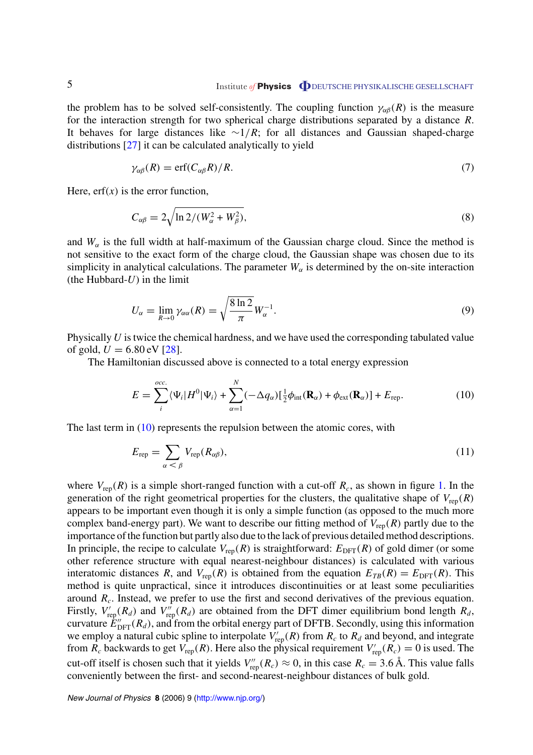the problem has to be solved self-consistently. The coupling function $\gamma_{\alpha\beta}(R)$ is the measure for the interaction strength for two spherical charge distributions separated by a distance $R$. It behaves for large distances like $\sim 1/R$; for all distances and Gaussian shaped-charge distributions [27] it can be calculated analytically to yield

$$\gamma_{\alpha\beta}(R) = \mathrm{erf}(C_{\alpha\beta}R)/R. \tag{7}$$

Here, $\mathrm{erf}(x)$ is the error function,

$$C_{\alpha\beta} = 2\sqrt{\ln 2/(W_\alpha^2 + W_\beta^2)}, \tag{8}$$

and $W_\alpha$ is the full width at half-maximum of the Gaussian charge cloud. Since the method is not sensitive to the exact form of the charge cloud, the Gaussian shape was chosen due to its simplicity in analytical calculations. The parameter $W_\alpha$ is determined by the on-site interaction (the Hubbard-$U$) in the limit

$$U_\alpha = \lim_{R\to 0} \gamma_{\alpha\alpha}(R) = \sqrt{\frac{8\ln 2}{\pi}}\, W_\alpha^{-1}. \tag{9}$$

Physically $U$ is twice the chemical hardness, and we have used the corresponding tabulated value of gold, $U = 6.80$ eV [28].

The Hamiltonian discussed above is connected to a total energy expression

$$E = \sum_i^{occ.} \langle \Psi_i | H^0 | \Psi_i \rangle + \sum_{\alpha=1}^{N} (-\Delta q_\alpha)[\tfrac{1}{2}\phi_{\mathrm{int}}(\mathbf{R}_\alpha) + \phi_{\mathrm{ext}}(\mathbf{R}_\alpha)] + E_{\mathrm{rep}}. \tag{10}$$

The last term in (10) represents the repulsion between the atomic cores, with

$$E_{\mathrm{rep}} = \sum_{\alpha<\beta} V_{\mathrm{rep}}(R_{\alpha\beta}), \tag{11}$$

where $V_{\mathrm{rep}}(R)$ is a simple short-ranged function with a cut-off $R_c$, as shown in figure 1. In the generation of the right geometrical properties for the clusters, the qualitative shape of $V_{\mathrm{rep}}(R)$ appears to be important even though it is only a simple function (as opposed to the much more complex band-energy part). We want to describe our fitting method of $V_{\mathrm{rep}}(R)$ partly due to the importance of the function but partly also due to the lack of previous detailed method descriptions. In principle, the recipe to calculate $V_{\mathrm{rep}}(R)$ is straightforward: $E_{\mathrm{DFT}}(R)$ of gold dimer (or some other reference structure with equal nearest-neighbour distances) is calculated with various interatomic distances $R$, and $V_{\mathrm{rep}}(R)$ is obtained from the equation $E_{TB}(R) = E_{\mathrm{DFT}}(R)$. This method is quite unpractical, since it introduces discontinuities or at least some peculiarities around $R_c$. Instead, we prefer to use the first and second derivatives of the previous equation. Firstly, $V'_{\mathrm{rep}}(R_d)$ and $V''_{\mathrm{rep}}(R_d)$ are obtained from the DFT dimer equilibrium bond length $R_d$, curvature $E''_{\mathrm{DFT}}(R_d)$, and from the orbital energy part of DFTB. Secondly, using this information we employ a natural cubic spline to interpolate $V'_{\mathrm{rep}}(R)$ from $R_c$ to $R_d$ and beyond, and integrate from $R_c$ backwards to get $V_{\mathrm{rep}}(R)$. Here also the physical requirement $V'_{\mathrm{rep}}(R_c) = 0$ is used. The cut-off itself is chosen such that it yields $V''_{\mathrm{rep}}(R_c) \approx 0$, in this case $R_c = 3.6$ Å. This value falls conveniently between the first- and second-nearest-neighbour distances of bulk gold.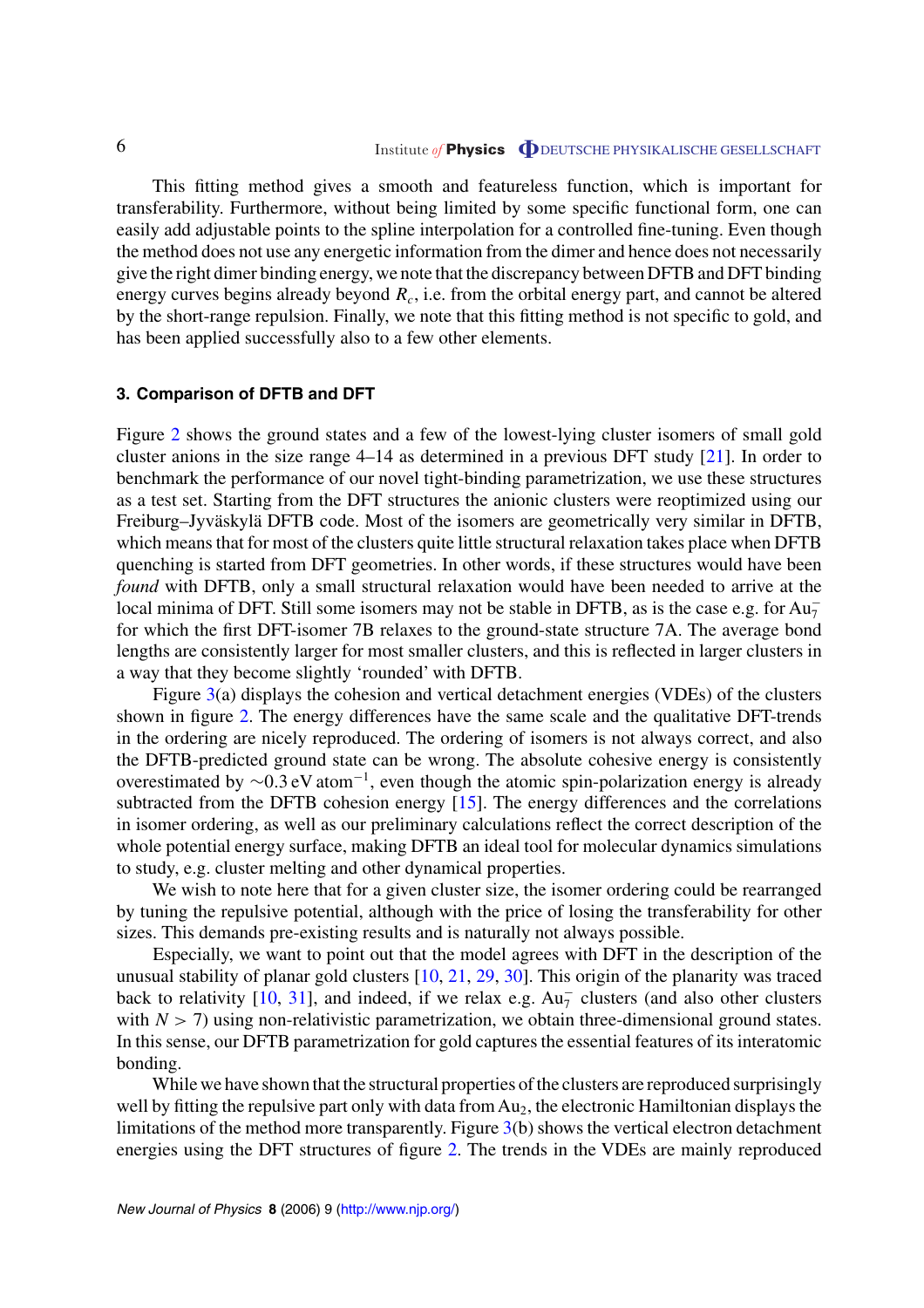This fitting method gives a smooth and featureless function, which is important for transferability. Furthermore, without being limited by some specific functional form, one can easily add adjustable points to the spline interpolation for a controlled fine-tuning. Even though the method does not use any energetic information from the dimer and hence does not necessarily give the right dimer binding energy, we note that the discrepancy between DFTB and DFT binding energy curves begins already beyond $R_c$, i.e. from the orbital energy part, and cannot be altered by the short-range repulsion. Finally, we note that this fitting method is not specific to gold, and has been applied successfully also to a few other elements.

### 3. Comparison of DFTB and DFT

Figure 2 shows the ground states and a few of the lowest-lying cluster isomers of small gold cluster anions in the size range 4–14 as determined in a previous DFT study [21]. In order to benchmark the performance of our novel tight-binding parametrization, we use these structures as a test set. Starting from the DFT structures the anionic clusters were reoptimized using our Freiburg–Jyväskylä DFTB code. Most of the isomers are geometrically very similar in DFTB, which means that for most of the clusters quite little structural relaxation takes place when DFTB quenching is started from DFT geometries. In other words, if these structures would have been *found* with DFTB, only a small structural relaxation would have been needed to arrive at the local minima of DFT. Still some isomers may not be stable in DFTB, as is the case e.g. for $Au_7^-$ for which the first DFT-isomer 7B relaxes to the ground-state structure 7A. The average bond lengths are consistently larger for most smaller clusters, and this is reflected in larger clusters in a way that they become slightly 'rounded' with DFTB.

Figure 3(a) displays the cohesion and vertical detachment energies (VDEs) of the clusters shown in figure 2. The energy differences have the same scale and the qualitative DFT-trends in the ordering are nicely reproduced. The ordering of isomers is not always correct, and also the DFTB-predicted ground state can be wrong. The absolute cohesive energy is consistently overestimated by $\sim 0.3\,\text{eV atom}^{-1}$, even though the atomic spin-polarization energy is already subtracted from the DFTB cohesion energy [15]. The energy differences and the correlations in isomer ordering, as well as our preliminary calculations reflect the correct description of the whole potential energy surface, making DFTB an ideal tool for molecular dynamics simulations to study, e.g. cluster melting and other dynamical properties.

We wish to note here that for a given cluster size, the isomer ordering could be rearranged by tuning the repulsive potential, although with the price of losing the transferability for other sizes. This demands pre-existing results and is naturally not always possible.

Especially, we want to point out that the model agrees with DFT in the description of the unusual stability of planar gold clusters [10, 21, 29, 30]. This origin of the planarity was traced back to relativity [10, 31], and indeed, if we relax e.g. $Au_7^-$ clusters (and also other clusters with $N > 7$) using non-relativistic parametrization, we obtain three-dimensional ground states. In this sense, our DFTB parametrization for gold captures the essential features of its interatomic bonding.

While we have shown that the structural properties of the clusters are reproduced surprisingly well by fitting the repulsive part only with data from $Au_2$, the electronic Hamiltonian displays the limitations of the method more transparently. Figure 3(b) shows the vertical electron detachment energies using the DFT structures of figure 2. The trends in the VDEs are mainly reproduced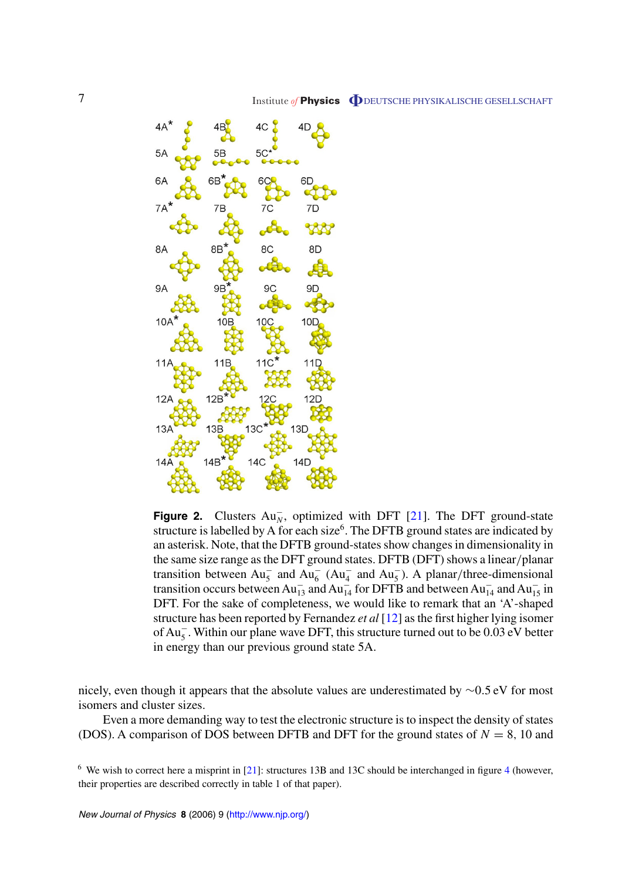**Figure 2.** Clusters $Au_N^-$, optimized with DFT [21]. The DFT ground-state structure is labelled by A for each size[6]. The DFTB ground states are indicated by an asterisk. Note, that the DFTB ground-states show changes in dimensionality in the same size range as the DFT ground states. DFTB (DFT) shows a linear/planar transition between $Au_5^-$ and $Au_6^-$ ($Au_4^-$ and $Au_5^-$). A planar/three-dimensional transition occurs between $Au_{13}^-$ and $Au_{14}^-$ for DFTB and between $Au_{14}^-$ and $Au_{15}^-$ in DFT. For the sake of completeness, we would like to remark that an 'A'-shaped structure has been reported by Fernandez *et al* [12] as the first higher lying isomer of $Au_5^-$. Within our plane wave DFT, this structure turned out to be 0.03 eV better in energy than our previous ground state 5A.

nicely, even though it appears that the absolute values are underestimated by ∼0.5 eV for most isomers and cluster sizes.

Even a more demanding way to test the electronic structure is to inspect the density of states (DOS). A comparison of DOS between DFTB and DFT for the ground states of $N = 8$, 10 and

[6] We wish to correct here a misprint in [21]: structures 13B and 13C should be interchanged in figure 4 (however, their properties are described correctly in table 1 of that paper).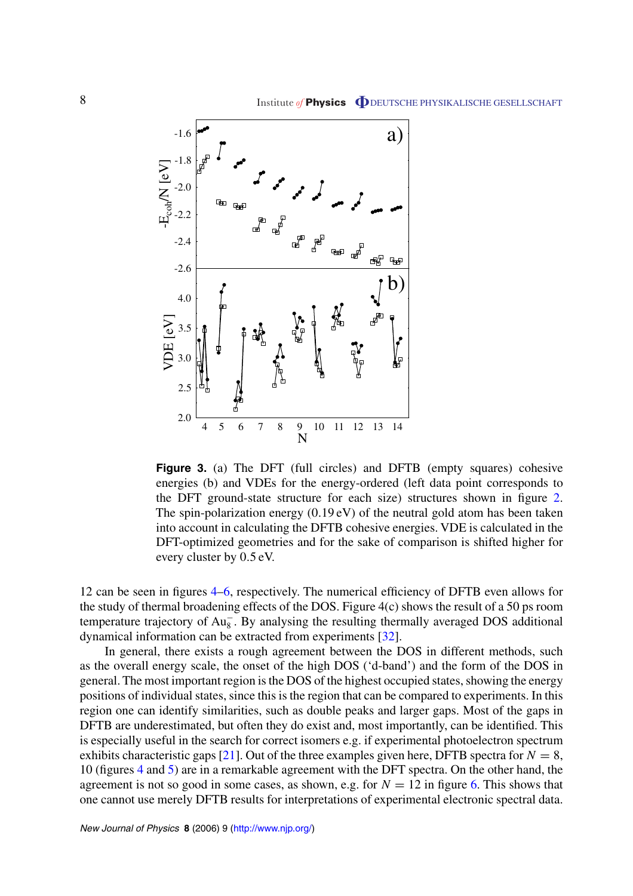**Figure 3.** (a) The DFT (full circles) and DFTB (empty squares) cohesive energies (b) and VDEs for the energy-ordered (left data point corresponds to the DFT ground-state structure for each size) structures shown in figure 2. The spin-polarization energy (0.19 eV) of the neutral gold atom has been taken into account in calculating the DFTB cohesive energies. VDE is calculated in the DFT-optimized geometries and for the sake of comparison is shifted higher for every cluster by 0.5 eV.

12 can be seen in figures 4–6, respectively. The numerical efficiency of DFTB even allows for the study of thermal broadening effects of the DOS. Figure 4(c) shows the result of a 50 ps room temperature trajectory of $Au_8^-$. By analysing the resulting thermally averaged DOS additional dynamical information can be extracted from experiments [32].

In general, there exists a rough agreement between the DOS in different methods, such as the overall energy scale, the onset of the high DOS ('d-band') and the form of the DOS in general. The most important region is the DOS of the highest occupied states, showing the energy positions of individual states, since this is the region that can be compared to experiments. In this region one can identify similarities, such as double peaks and larger gaps. Most of the gaps in DFTB are underestimated, but often they do exist and, most importantly, can be identified. This is especially useful in the search for correct isomers e.g. if experimental photoelectron spectrum exhibits characteristic gaps [21]. Out of the three examples given here, DFTB spectra for $N = 8$, 10 (figures 4 and 5) are in a remarkable agreement with the DFT spectra. On the other hand, the agreement is not so good in some cases, as shown, e.g. for $N = 12$ in figure 6. This shows that one cannot use merely DFTB results for interpretations of experimental electronic spectral data.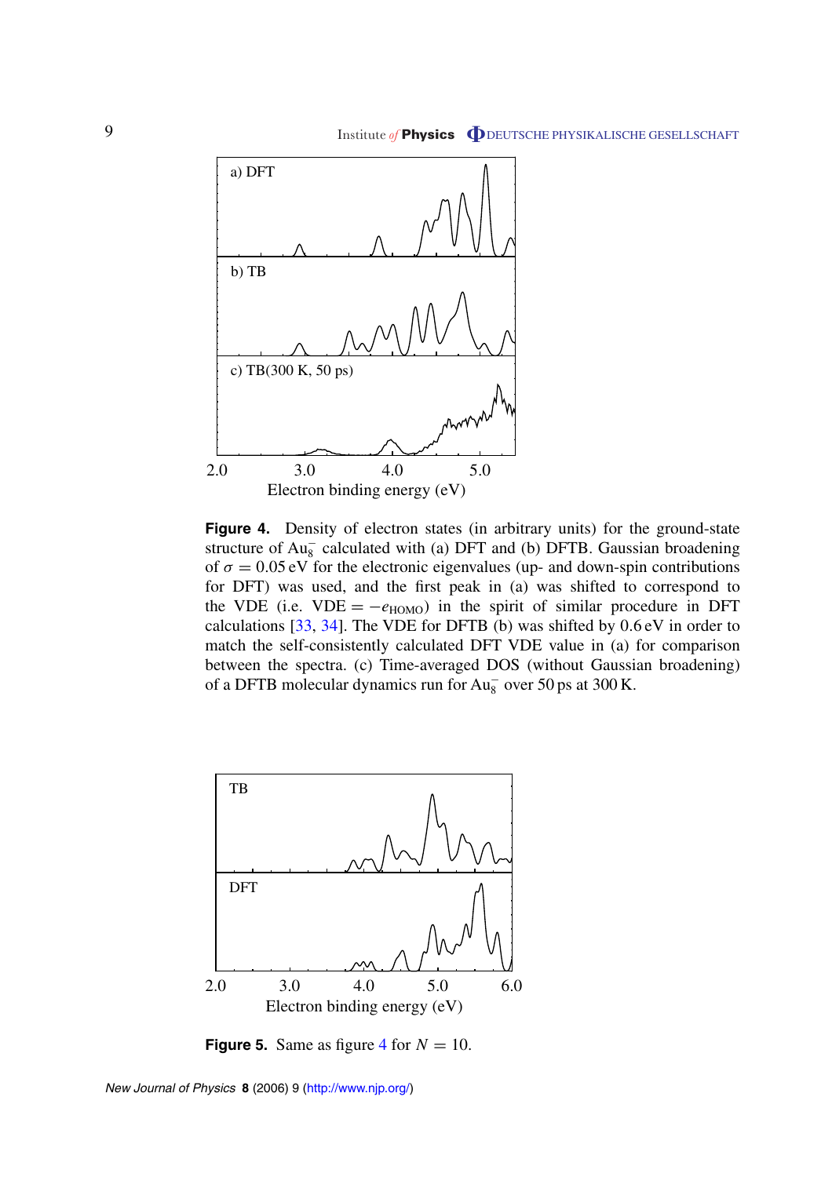**Figure 4.** Density of electron states (in arbitrary units) for the ground-state structure of $Au_8^-$ calculated with (a) DFT and (b) DFTB. Gaussian broadening of $\sigma = 0.05$ eV for the electronic eigenvalues (up- and down-spin contributions for DFT) was used, and the first peak in (a) was shifted to correspond to the VDE (i.e. $\mathrm{VDE} = -e_{\mathrm{HOMO}}$) in the spirit of similar procedure in DFT calculations [33, 34]. The VDE for DFTB (b) was shifted by 0.6 eV in order to match the self-consistently calculated DFT VDE value in (a) for comparison between the spectra. (c) Time-averaged DOS (without Gaussian broadening) of a DFTB molecular dynamics run for $Au_8^-$ over 50 ps at 300 K.

**Figure 5.** Same as figure 4 for $N = 10$.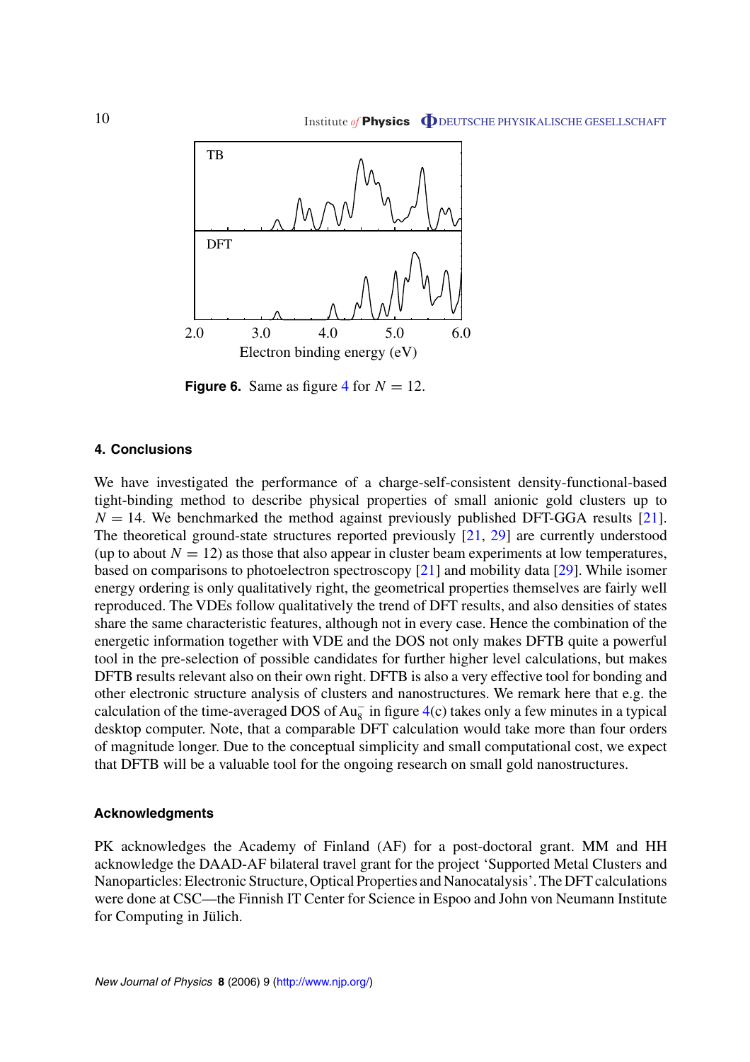**Figure 6.** Same as figure 4 for $N = 12$.

## 4. Conclusions

We have investigated the performance of a charge-self-consistent density-functional-based tight-binding method to describe physical properties of small anionic gold clusters up to $N = 14$. We benchmarked the method against previously published DFT-GGA results [21]. The theoretical ground-state structures reported previously [21, 29] are currently understood (up to about $N = 12$) as those that also appear in cluster beam experiments at low temperatures, based on comparisons to photoelectron spectroscopy [21] and mobility data [29]. While isomer energy ordering is only qualitatively right, the geometrical properties themselves are fairly well reproduced. The VDEs follow qualitatively the trend of DFT results, and also densities of states share the same characteristic features, although not in every case. Hence the combination of the energetic information together with VDE and the DOS not only makes DFTB quite a powerful tool in the pre-selection of possible candidates for further higher level calculations, but makes DFTB results relevant also on their own right. DFTB is also a very effective tool for bonding and other electronic structure analysis of clusters and nanostructures. We remark here that e.g. the calculation of the time-averaged DOS of $Au_8^-$ in figure 4(c) takes only a few minutes in a typical desktop computer. Note, that a comparable DFT calculation would take more than four orders of magnitude longer. Due to the conceptual simplicity and small computational cost, we expect that DFTB will be a valuable tool for the ongoing research on small gold nanostructures.

## Acknowledgments

PK acknowledges the Academy of Finland (AF) for a post-doctoral grant. MM and HH acknowledge the DAAD-AF bilateral travel grant for the project 'Supported Metal Clusters and Nanoparticles: Electronic Structure, Optical Properties and Nanocatalysis'. The DFT calculations were done at CSC—the Finnish IT Center for Science in Espoo and John von Neumann Institute for Computing in Jülich.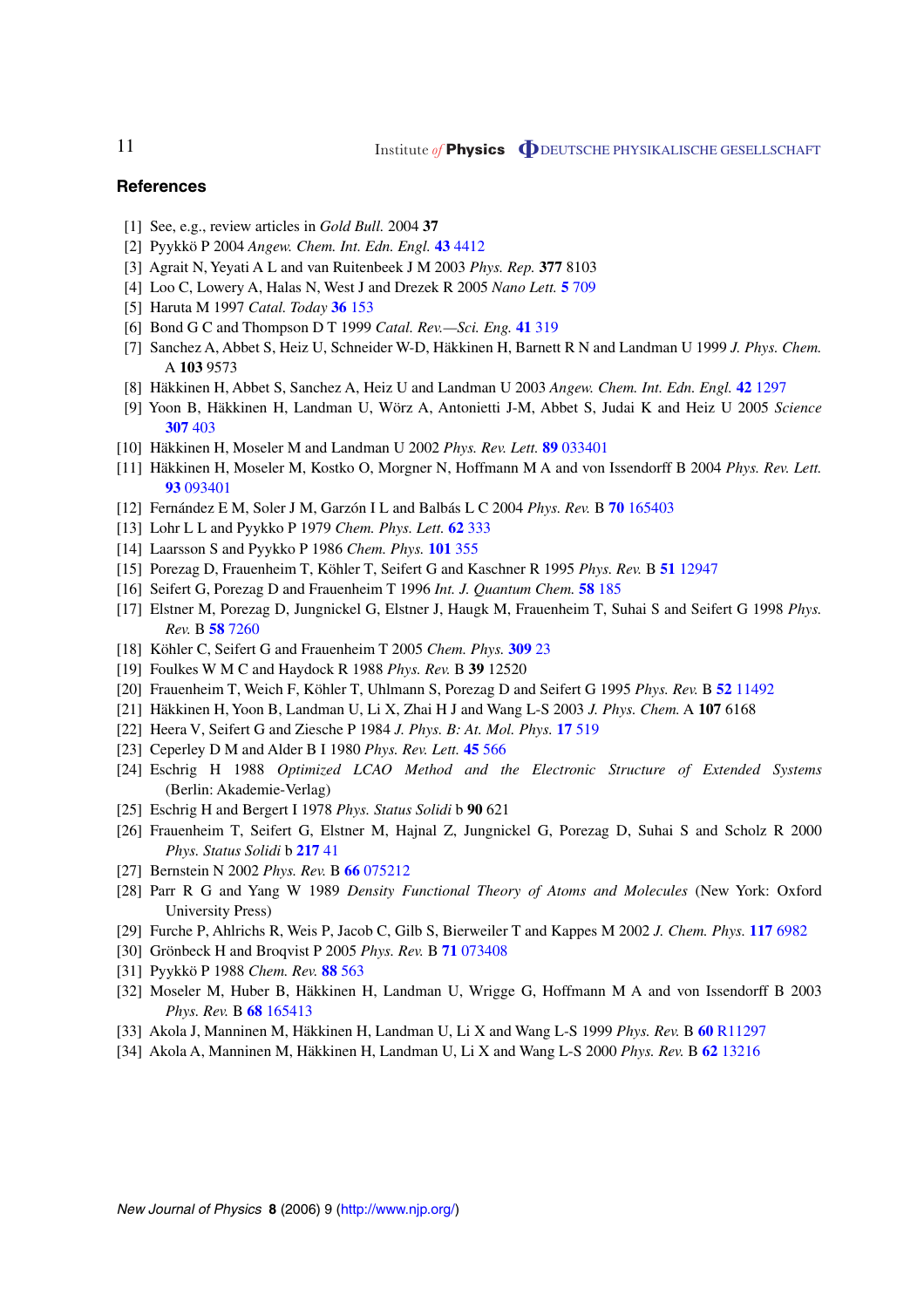## References

[1] See, e.g., review articles in *Gold Bull.* 2004 **37**

[2] Pyykkö P 2004 *Angew. Chem. Int. Edn. Engl.* **43** 4412

[3] Agrait N, Yeyati A L and van Ruitenbeek J M 2003 *Phys. Rep.* **377** 8103

[4] Loo C, Lowery A, Halas N, West J and Drezek R 2005 *Nano Lett.* **5** 709

[5] Haruta M 1997 *Catal. Today* **36** 153

[6] Bond G C and Thompson D T 1999 *Catal. Rev.—Sci. Eng.* **41** 319

[7] Sanchez A, Abbet S, Heiz U, Schneider W-D, Häkkinen H, Barnett R N and Landman U 1999 *J. Phys. Chem.* A **103** 9573

[8] Häkkinen H, Abbet S, Sanchez A, Heiz U and Landman U 2003 *Angew. Chem. Int. Edn. Engl.* **42** 1297

[9] Yoon B, Häkkinen H, Landman U, Wörz A, Antonietti J-M, Abbet S, Judai K and Heiz U 2005 *Science* **307** 403

[10] Häkkinen H, Moseler M and Landman U 2002 *Phys. Rev. Lett.* **89** 033401

[11] Häkkinen H, Moseler M, Kostko O, Morgner N, Hoffmann M A and von Issendorff B 2004 *Phys. Rev. Lett.* **93** 093401

[12] Fernández E M, Soler J M, Garzón I L and Balbás L C 2004 *Phys. Rev.* B **70** 165403

[13] Lohr L L and Pyykko P 1979 *Chem. Phys. Lett.* **62** 333

[14] Laarsson S and Pyykko P 1986 *Chem. Phys.* **101** 355

[15] Porezag D, Frauenheim T, Köhler T, Seifert G and Kaschner R 1995 *Phys. Rev.* B **51** 12947

[16] Seifert G, Porezag D and Frauenheim T 1996 *Int. J. Quantum Chem.* **58** 185

[17] Elstner M, Porezag D, Jungnickel G, Elstner J, Haugk M, Frauenheim T, Suhai S and Seifert G 1998 *Phys. Rev.* B **58** 7260

[18] Köhler C, Seifert G and Frauenheim T 2005 *Chem. Phys.* **309** 23

[19] Foulkes W M C and Haydock R 1988 *Phys. Rev.* B **39** 12520

[20] Frauenheim T, Weich F, Köhler T, Uhlmann S, Porezag D and Seifert G 1995 *Phys. Rev.* B **52** 11492

[21] Häkkinen H, Yoon B, Landman U, Li X, Zhai H J and Wang L-S 2003 *J. Phys. Chem.* A **107** 6168

[22] Heera V, Seifert G and Ziesche P 1984 *J. Phys. B: At. Mol. Phys.* **17** 519

[23] Ceperley D M and Alder B I 1980 *Phys. Rev. Lett.* **45** 566

[24] Eschrig H 1988 *Optimized LCAO Method and the Electronic Structure of Extended Systems* (Berlin: Akademie-Verlag)

[25] Eschrig H and Bergert I 1978 *Phys. Status Solidi* b **90** 621

[26] Frauenheim T, Seifert G, Elstner M, Hajnal Z, Jungnickel G, Porezag D, Suhai S and Scholz R 2000 *Phys. Status Solidi* b **217** 41

[27] Bernstein N 2002 *Phys. Rev.* B **66** 075212

[28] Parr R G and Yang W 1989 *Density Functional Theory of Atoms and Molecules* (New York: Oxford University Press)

[29] Furche P, Ahlrichs R, Weis P, Jacob C, Gilb S, Bierweiler T and Kappes M 2002 *J. Chem. Phys.* **117** 6982

[30] Grönbeck H and Broqvist P 2005 *Phys. Rev.* B **71** 073408

[31] Pyykkö P 1988 *Chem. Rev.* **88** 563

[32] Moseler M, Huber B, Häkkinen H, Landman U, Wrigge G, Hoffmann M A and von Issendorff B 2003 *Phys. Rev.* B **68** 165413

[33] Akola J, Manninen M, Häkkinen H, Landman U, Li X and Wang L-S 1999 *Phys. Rev.* B **60** R11297

[34] Akola A, Manninen M, Häkkinen H, Landman U, Li X and Wang L-S 2000 *Phys. Rev.* B **62** 13216